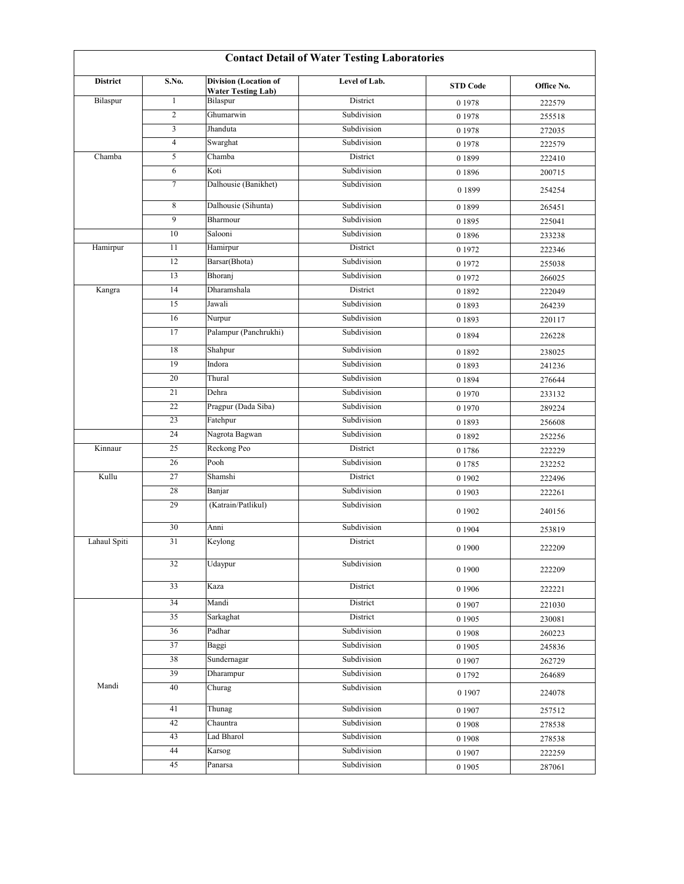# Contact Detail of Water Testing Laboratories

| District | S.No. | Division (Location of Water Testing Lab) | Level of Lab. | STD Code | Office No. |
|---|---|---|---|---|---|
| Bilaspur | 1 | Bilaspur | District | 0 1978 | 222579 |
| | 2 | Ghumarwin | Subdivision | 0 1978 | 255518 |
| | 3 | Jhanduta | Subdivision | 0 1978 | 272035 |
| | 4 | Swarghat | Subdivision | 0 1978 | 222579 |
| Chamba | 5 | Chamba | District | 0 1899 | 222410 |
| | 6 | Koti | Subdivision | 0 1896 | 200715 |
| | 7 | Dalhousie (Banikhet) | Subdivision | 0 1899 | 254254 |
| | 8 | Dalhousie (Sihunta) | Subdivision | 0 1899 | 265451 |
| | 9 | Bharmour | Subdivision | 0 1895 | 225041 |
| | 10 | Salooni | Subdivision | 0 1896 | 233238 |
| Hamirpur | 11 | Hamirpur | District | 0 1972 | 222346 |
| | 12 | Barsar(Bhota) | Subdivision | 0 1972 | 255038 |
| | 13 | Bhoranj | Subdivision | 0 1972 | 266025 |
| Kangra | 14 | Dharamshala | District | 0 1892 | 222049 |
| | 15 | Jawali | Subdivision | 0 1893 | 264239 |
| | 16 | Nurpur | Subdivision | 0 1893 | 220117 |
| | 17 | Palampur (Panchrukhi) | Subdivision | 0 1894 | 226228 |
| | 18 | Shahpur | Subdivision | 0 1892 | 238025 |
| | 19 | Indora | Subdivision | 0 1893 | 241236 |
| | 20 | Thural | Subdivision | 0 1894 | 276644 |
| | 21 | Dehra | Subdivision | 0 1970 | 233132 |
| | 22 | Pragpur (Dada Siba) | Subdivision | 0 1970 | 289224 |
| | 23 | Fatehpur | Subdivision | 0 1893 | 256608 |
| | 24 | Nagrota Bagwan | Subdivision | 0 1892 | 252256 |
| Kinnaur | 25 | Reckong Peo | District | 0 1786 | 222229 |
| | 26 | Pooh | Subdivision | 0 1785 | 232252 |
| Kullu | 27 | Shamshi | District | 0 1902 | 222496 |
| | 28 | Banjar | Subdivision | 0 1903 | 222261 |
| | 29 | (Katrain/Patlikul) | Subdivision | 0 1902 | 240156 |
| | 30 | Anni | Subdivision | 0 1904 | 253819 |
| Lahaul Spiti | 31 | Keylong | District | 0 1900 | 222209 |
| | 32 | Udaypur | Subdivision | 0 1900 | 222209 |
| | 33 | Kaza | District | 0 1906 | 222221 |
| Mandi | 34 | Mandi | District | 0 1907 | 221030 |
| | 35 | Sarkaghat | District | 0 1905 | 230081 |
| | 36 | Padhar | Subdivision | 0 1908 | 260223 |
| | 37 | Baggi | Subdivision | 0 1905 | 245836 |
| | 38 | Sundernagar | Subdivision | 0 1907 | 262729 |
| | 39 | Dharampur | Subdivision | 0 1792 | 264689 |
| | 40 | Churag | Subdivision | 0 1907 | 224078 |
| | 41 | Thunag | Subdivision | 0 1907 | 257512 |
| | 42 | Chauntra | Subdivision | 0 1908 | 278538 |
| | 43 | Lad Bharol | Subdivision | 0 1908 | 278538 |
| | 44 | Karsog | Subdivision | 0 1907 | 222259 |
| | 45 | Panarsa | Subdivision | 0 1905 | 287061 |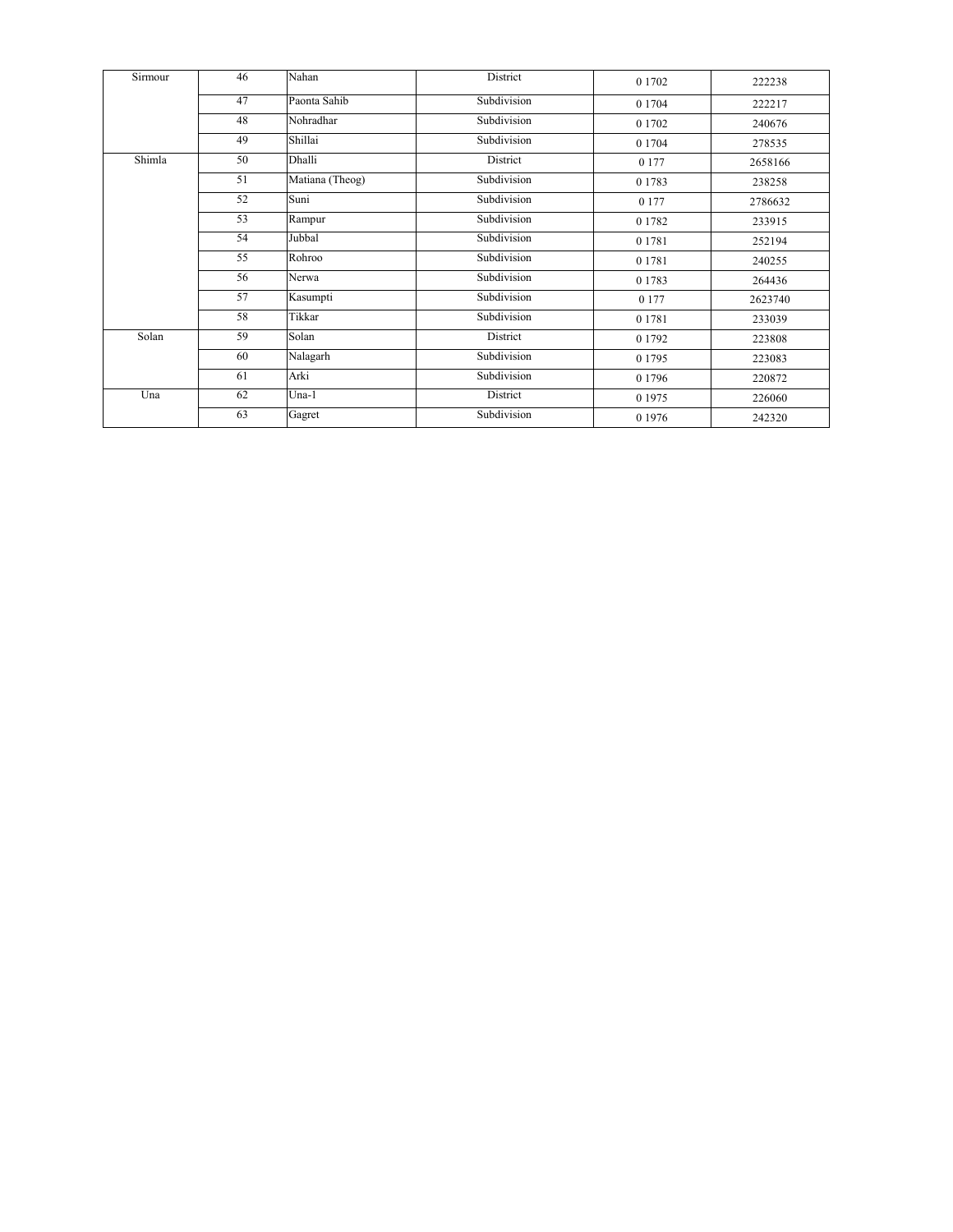| | | | | | |
|---|---|---|---|---|---|
| Sirmour | 46 | Nahan | District | 0 1702 | 222238 |
| | 47 | Paonta Sahib | Subdivision | 0 1704 | 222217 |
| | 48 | Nohradhar | Subdivision | 0 1702 | 240676 |
| | 49 | Shillai | Subdivision | 0 1704 | 278535 |
| Shimla | 50 | Dhalli | District | 0 177 | 2658166 |
| | 51 | Matiana (Theog) | Subdivision | 0 1783 | 238258 |
| | 52 | Suni | Subdivision | 0 177 | 2786632 |
| | 53 | Rampur | Subdivision | 0 1782 | 233915 |
| | 54 | Jubbal | Subdivision | 0 1781 | 252194 |
| | 55 | Rohroo | Subdivision | 0 1781 | 240255 |
| | 56 | Nerwa | Subdivision | 0 1783 | 264436 |
| | 57 | Kasumpti | Subdivision | 0 177 | 2623740 |
| | 58 | Tikkar | Subdivision | 0 1781 | 233039 |
| Solan | 59 | Solan | District | 0 1792 | 223808 |
| | 60 | Nalagarh | Subdivision | 0 1795 | 223083 |
| | 61 | Arki | Subdivision | 0 1796 | 220872 |
| Una | 62 | Una-1 | District | 0 1975 | 226060 |
| | 63 | Gagret | Subdivision | 0 1976 | 242320 |